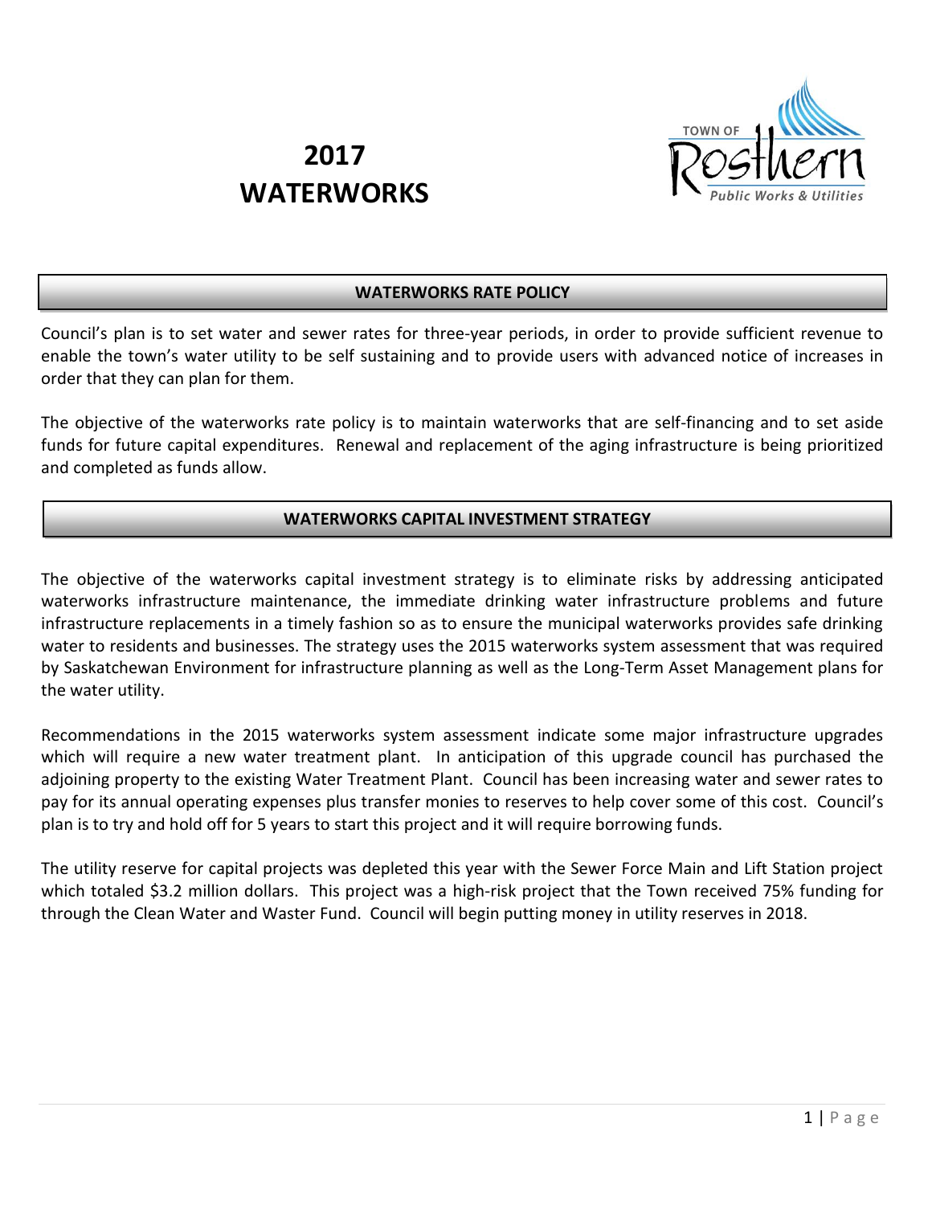# 2017 WATERWORKS

## WATERWORKS RATE POLICY

Council's plan is to set water and sewer rates for three-year periods, in order to provide sufficient revenue to enable the town's water utility to be self sustaining and to provide users with advanced notice of increases in order that they can plan for them.

The objective of the waterworks rate policy is to maintain waterworks that are self-financing and to set aside funds for future capital expenditures. Renewal and replacement of the aging infrastructure is being prioritized and completed as funds allow.

## WATERWORKS CAPITAL INVESTMENT STRATEGY

The objective of the waterworks capital investment strategy is to eliminate risks by addressing anticipated waterworks infrastructure maintenance, the immediate drinking water infrastructure problems and future infrastructure replacements in a timely fashion so as to ensure the municipal waterworks provides safe drinking water to residents and businesses. The strategy uses the 2015 waterworks system assessment that was required by Saskatchewan Environment for infrastructure planning as well as the Long-Term Asset Management plans for the water utility.

Recommendations in the 2015 waterworks system assessment indicate some major infrastructure upgrades which will require a new water treatment plant. In anticipation of this upgrade council has purchased the adjoining property to the existing Water Treatment Plant. Council has been increasing water and sewer rates to pay for its annual operating expenses plus transfer monies to reserves to help cover some of this cost. Council's plan is to try and hold off for 5 years to start this project and it will require borrowing funds.

The utility reserve for capital projects was depleted this year with the Sewer Force Main and Lift Station project which totaled $3.2 million dollars. This project was a high-risk project that the Town received 75% funding for through the Clean Water and Waster Fund. Council will begin putting money in utility reserves in 2018.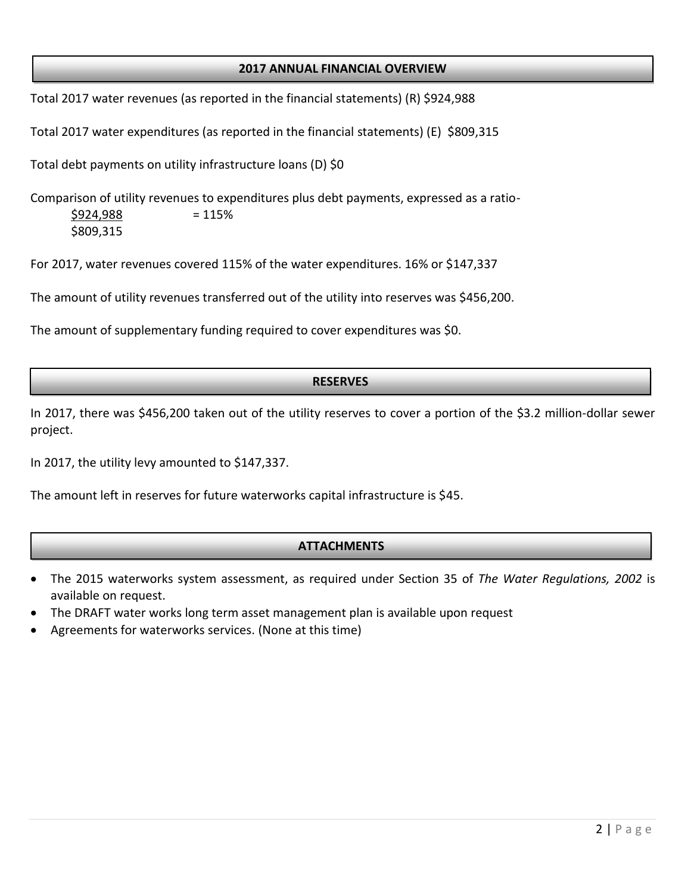## 2017 ANNUAL FINANCIAL OVERVIEW

Total 2017 water revenues (as reported in the financial statements) (R) $924,988

Total 2017 water expenditures (as reported in the financial statements) (E) $809,315

Total debt payments on utility infrastructure loans (D) $0

Comparison of utility revenues to expenditures plus debt payments, expressed as a ratio-

$$\frac{\$924,988}{\$809,315} = 115\%$$

For 2017, water revenues covered 115% of the water expenditures. 16% or $147,337

The amount of utility revenues transferred out of the utility into reserves was $456,200.

The amount of supplementary funding required to cover expenditures was $0.

## RESERVES

In 2017, there was $456,200 taken out of the utility reserves to cover a portion of the $3.2 million-dollar sewer project.

In 2017, the utility levy amounted to $147,337.

The amount left in reserves for future waterworks capital infrastructure is $45.

## ATTACHMENTS

- The 2015 waterworks system assessment, as required under Section 35 of *The Water Regulations, 2002* is available on request.
- The DRAFT water works long term asset management plan is available upon request
- Agreements for waterworks services. (None at this time)